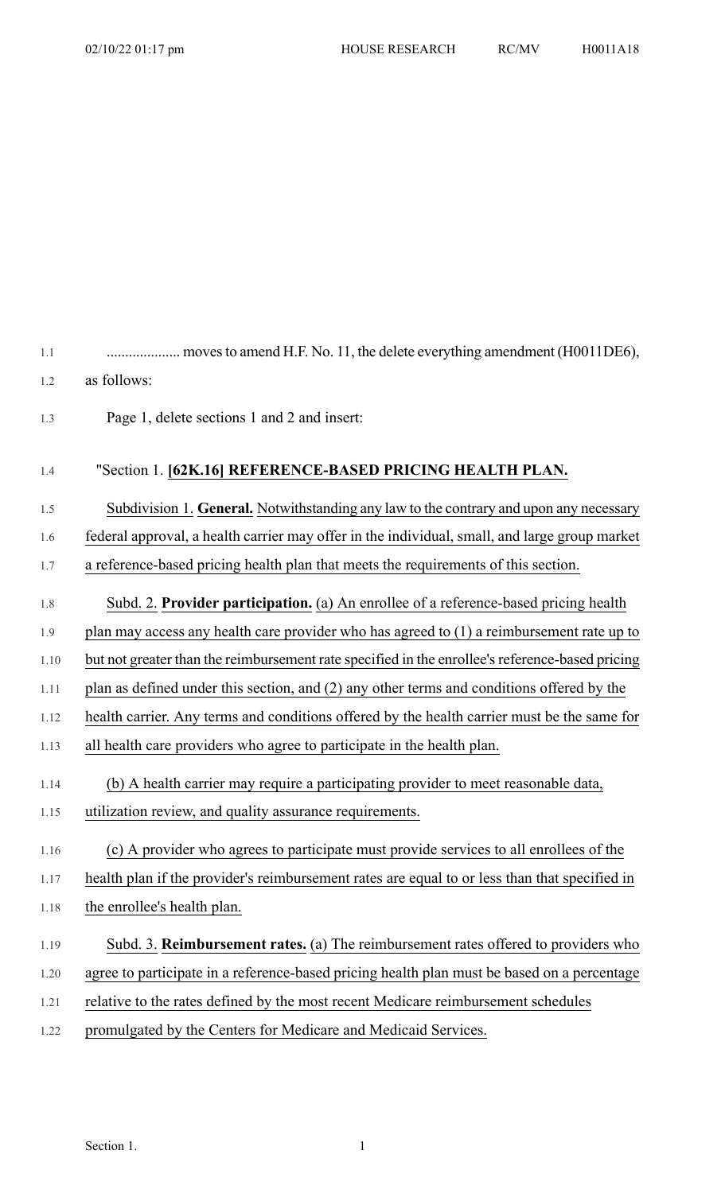.................... moves to amend H.F. No. 11, the delete everything amendment (H0011DE6), as follows:

Page 1, delete sections 1 and 2 and insert:

"Section 1. **[62K.16] REFERENCE-BASED PRICING HEALTH PLAN.**

Subdivision 1. **General.** Notwithstanding any law to the contrary and upon any necessary federal approval, a health carrier may offer in the individual, small, and large group market a reference-based pricing health plan that meets the requirements of this section.

Subd. 2. **Provider participation.** (a) An enrollee of a reference-based pricing health plan may access any health care provider who has agreed to (1) a reimbursement rate up to but not greater than the reimbursement rate specified in the enrollee's reference-based pricing plan as defined under this section, and (2) any other terms and conditions offered by the health carrier. Any terms and conditions offered by the health carrier must be the same for all health care providers who agree to participate in the health plan.

(b) A health carrier may require a participating provider to meet reasonable data, utilization review, and quality assurance requirements.

(c) A provider who agrees to participate must provide services to all enrollees of the health plan if the provider's reimbursement rates are equal to or less than that specified in the enrollee's health plan.

Subd. 3. **Reimbursement rates.** (a) The reimbursement rates offered to providers who agree to participate in a reference-based pricing health plan must be based on a percentage relative to the rates defined by the most recent Medicare reimbursement schedules promulgated by the Centers for Medicare and Medicaid Services.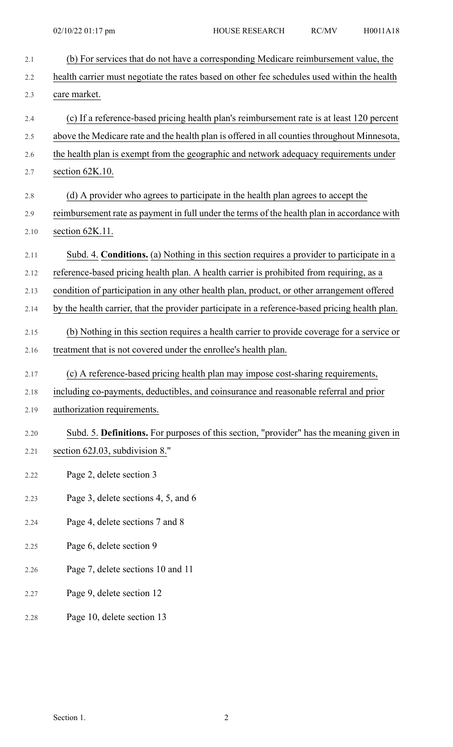(b) For services that do not have a corresponding Medicare reimbursement value, the health carrier must negotiate the rates based on other fee schedules used within the health care market.

(c) If a reference-based pricing health plan's reimbursement rate is at least 120 percent above the Medicare rate and the health plan is offered in all counties throughout Minnesota, the health plan is exempt from the geographic and network adequacy requirements under section 62K.10.

(d) A provider who agrees to participate in the health plan agrees to accept the reimbursement rate as payment in full under the terms of the health plan in accordance with section 62K.11.

Subd. 4. **Conditions.** (a) Nothing in this section requires a provider to participate in a reference-based pricing health plan. A health carrier is prohibited from requiring, as a condition of participation in any other health plan, product, or other arrangement offered by the health carrier, that the provider participate in a reference-based pricing health plan.

(b) Nothing in this section requires a health carrier to provide coverage for a service or treatment that is not covered under the enrollee's health plan.

(c) A reference-based pricing health plan may impose cost-sharing requirements, including co-payments, deductibles, and coinsurance and reasonable referral and prior authorization requirements.

Subd. 5. **Definitions.** For purposes of this section, "provider" has the meaning given in section 62J.03, subdivision 8."

Page 2, delete section 3

Page 3, delete sections 4, 5, and 6

Page 4, delete sections 7 and 8

Page 6, delete section 9

Page 7, delete sections 10 and 11

Page 9, delete section 12

Page 10, delete section 13